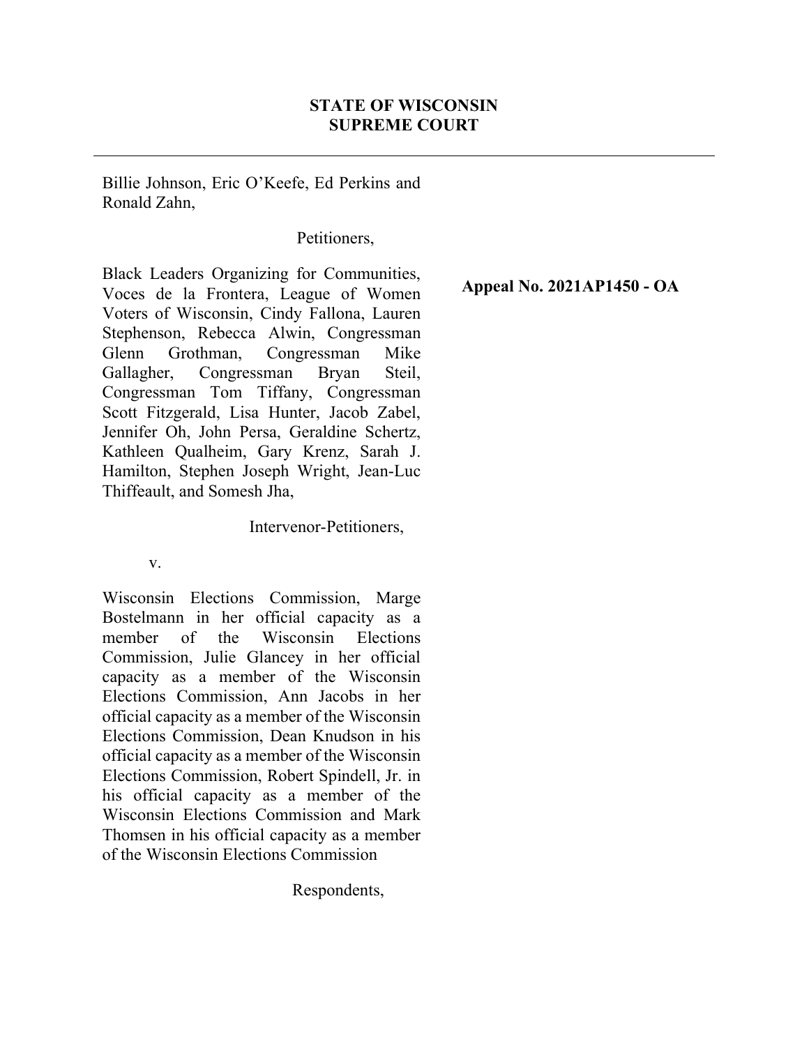**STATE OF WISCONSIN**
**SUPREME COURT**

---

Billie Johnson, Eric O'Keefe, Ed Perkins and Ronald Zahn,

Petitioners,

Black Leaders Organizing for Communities, Voces de la Frontera, League of Women Voters of Wisconsin, Cindy Fallona, Lauren Stephenson, Rebecca Alwin, Congressman Glenn Grothman, Congressman Mike Gallagher, Congressman Bryan Steil, Congressman Tom Tiffany, Congressman Scott Fitzgerald, Lisa Hunter, Jacob Zabel, Jennifer Oh, John Persa, Geraldine Schertz, Kathleen Qualheim, Gary Krenz, Sarah J. Hamilton, Stephen Joseph Wright, Jean-Luc Thiffeault, and Somesh Jha,

Intervenor-Petitioners,

**Appeal No. 2021AP1450 - OA**

v.

Wisconsin Elections Commission, Marge Bostelmann in her official capacity as a member of the Wisconsin Elections Commission, Julie Glancey in her official capacity as a member of the Wisconsin Elections Commission, Ann Jacobs in her official capacity as a member of the Wisconsin Elections Commission, Dean Knudson in his official capacity as a member of the Wisconsin Elections Commission, Robert Spindell, Jr. in his official capacity as a member of the Wisconsin Elections Commission and Mark Thomsen in his official capacity as a member of the Wisconsin Elections Commission

Respondents,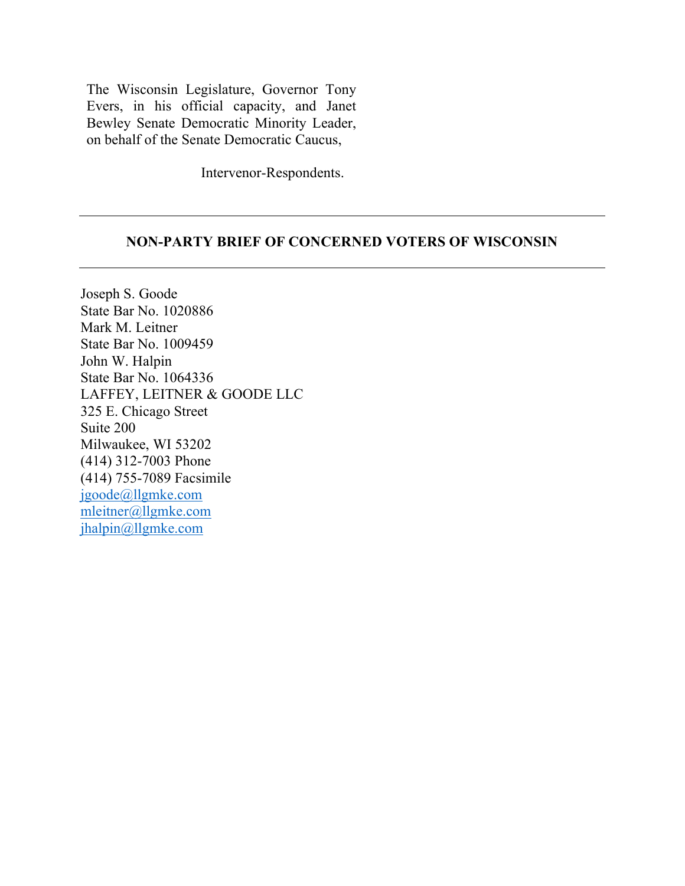The Wisconsin Legislature, Governor Tony Evers, in his official capacity, and Janet Bewley Senate Democratic Minority Leader, on behalf of the Senate Democratic Caucus,

Intervenor-Respondents.

---

**NON-PARTY BRIEF OF CONCERNED VOTERS OF WISCONSIN**

---

Joseph S. Goode
State Bar No. 1020886
Mark M. Leitner
State Bar No. 1009459
John W. Halpin
State Bar No. 1064336
LAFFEY, LEITNER & GOODE LLC
325 E. Chicago Street
Suite 200
Milwaukee, WI 53202
(414) 312-7003 Phone
(414) 755-7089 Facsimile
jgoode@llgmke.com
mleitner@llgmke.com
jhalpin@llgmke.com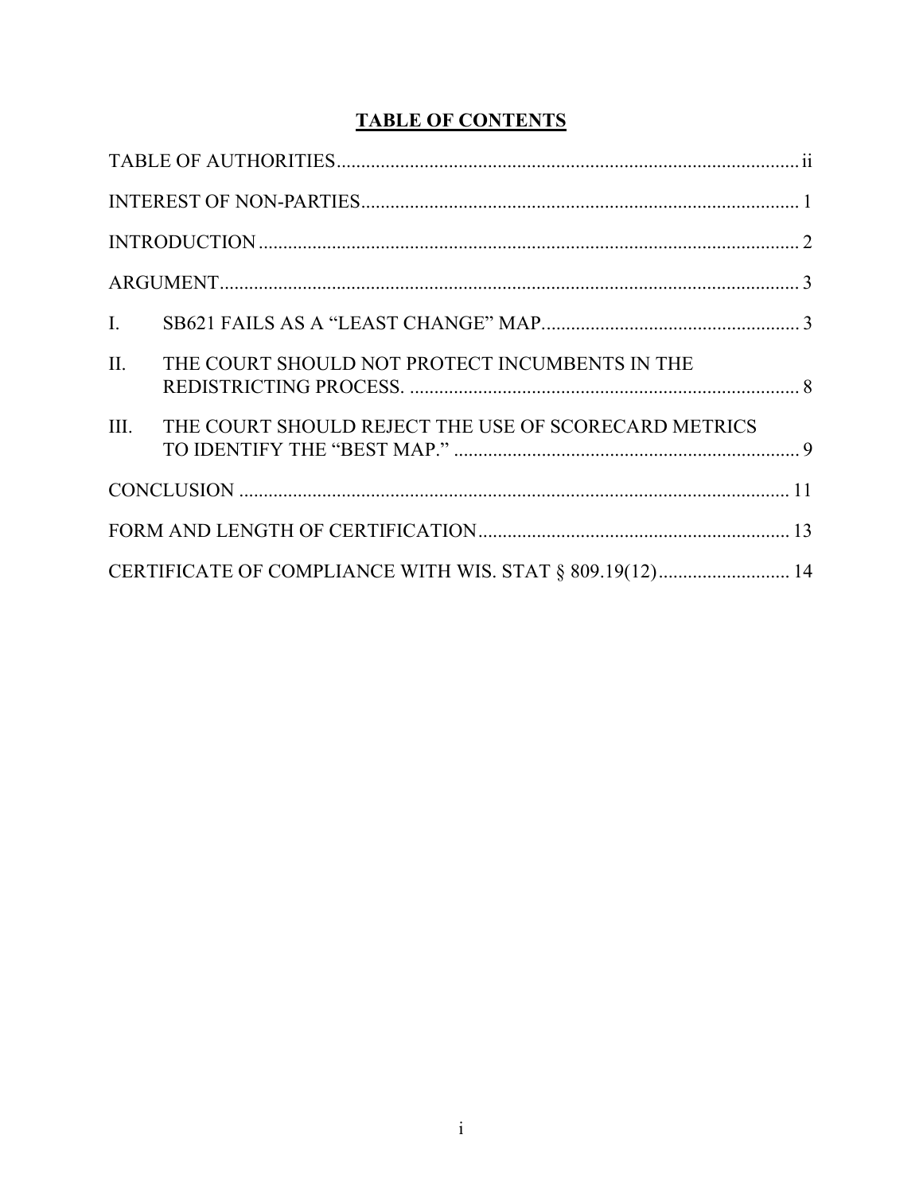# TABLE OF CONTENTS

TABLE OF AUTHORITIES ........................................................................................ ii

INTEREST OF NON-PARTIES ................................................................................... 1

INTRODUCTION ........................................................................................................ 2

ARGUMENT ................................................................................................................ 3

I. SB621 FAILS AS A "LEAST CHANGE" MAP ........................................................ 3

II. THE COURT SHOULD NOT PROTECT INCUMBENTS IN THE REDISTRICTING PROCESS. ......................................................................... 8

III. THE COURT SHOULD REJECT THE USE OF SCORECARD METRICS TO IDENTIFY THE "BEST MAP." ...................................................................... 9

CONCLUSION .......................................................................................................... 11

FORM AND LENGTH OF CERTIFICATION ......................................................... 13

CERTIFICATE OF COMPLIANCE WITH WIS. STAT § 809.19(12) ........................ 14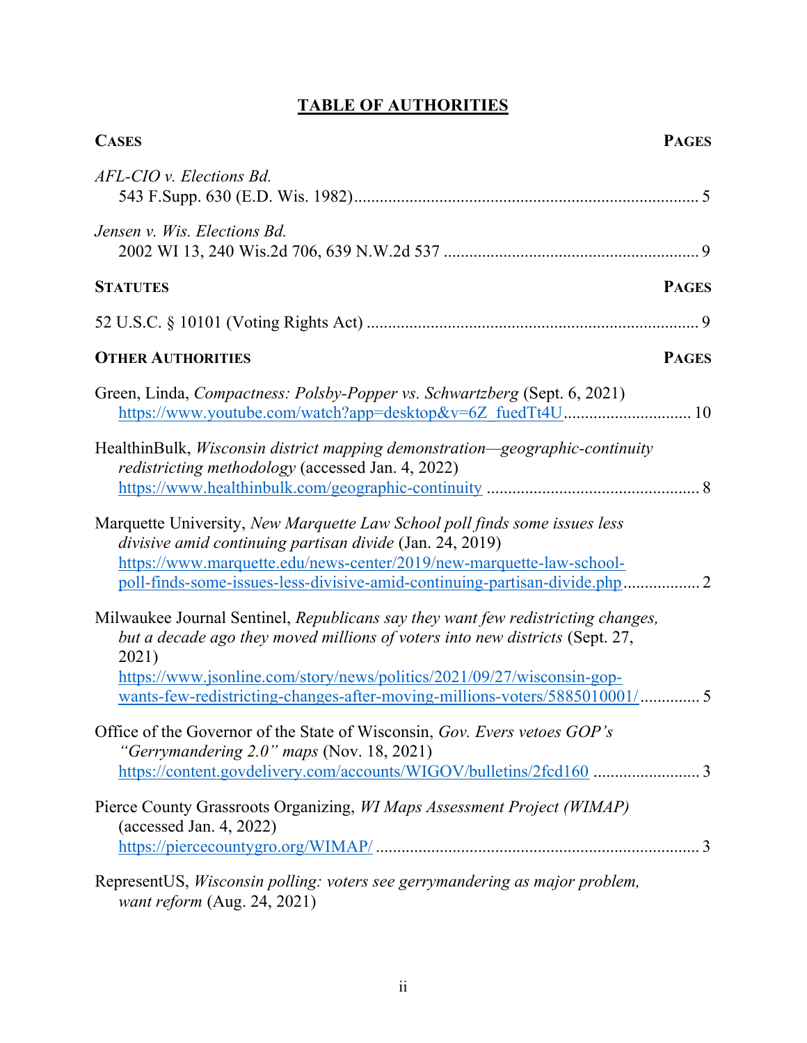# TABLE OF AUTHORITIES

**CASES** **PAGES**

*AFL-CIO v. Elections Bd.*
543 F.Supp. 630 (E.D. Wis. 1982)................................................................................ 5

*Jensen v. Wis. Elections Bd.*
2002 WI 13, 240 Wis.2d 706, 639 N.W.2d 537 ........................................................... 9

**STATUTES** **PAGES**

52 U.S.C. § 10101 (Voting Rights Act) ............................................................................ 9

**OTHER AUTHORITIES** **PAGES**

Green, Linda, *Compactness: Polsby-Popper vs. Schwartzberg* (Sept. 6, 2021)
https://www.youtube.com/watch?app=desktop&v=6Z_fuedTt4U............................. 10

HealthinBulk, *Wisconsin district mapping demonstration—geographic-continuity redistricting methodology* (accessed Jan. 4, 2022)
https://www.healthinbulk.com/geographic-continuity ................................................. 8

Marquette University, *New Marquette Law School poll finds some issues less divisive amid continuing partisan divide* (Jan. 24, 2019)
https://www.marquette.edu/news-center/2019/new-marquette-law-school-poll-finds-some-issues-less-divisive-amid-continuing-partisan-divide.php................. 2

Milwaukee Journal Sentinel, *Republicans say they want few redistricting changes, but a decade ago they moved millions of voters into new districts* (Sept. 27, 2021)
https://www.jsonline.com/story/news/politics/2021/09/27/wisconsin-gop-wants-few-redistricting-changes-after-moving-millions-voters/5885010001/............. 5

Office of the Governor of the State of Wisconsin, *Gov. Evers vetoes GOP's "Gerrymandering 2.0" maps* (Nov. 18, 2021)
https://content.govdelivery.com/accounts/WIGOV/bulletins/2fcd160 ........................ 3

Pierce County Grassroots Organizing, *WI Maps Assessment Project (WIMAP)* (accessed Jan. 4, 2022)
https://piercecountygro.org/WIMAP/ .......................................................................... 3

RepresentUS, *Wisconsin polling: voters see gerrymandering as major problem, want reform* (Aug. 24, 2021)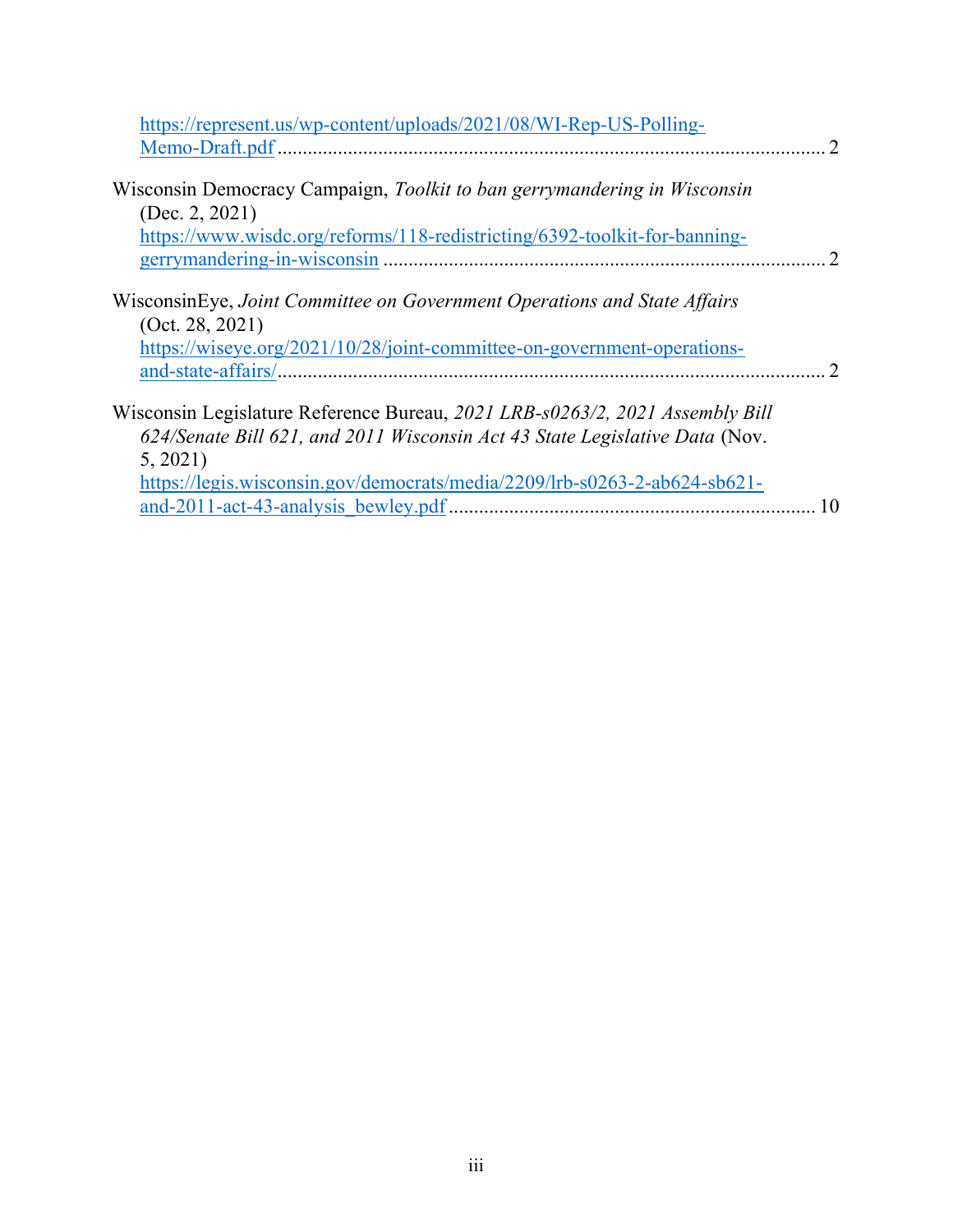https://represent.us/wp-content/uploads/2021/08/WI-Rep-US-Polling-Memo-Draft.pdf ........................................................................................................ 2

Wisconsin Democracy Campaign, *Toolkit to ban gerrymandering in Wisconsin* (Dec. 2, 2021) https://www.wisdc.org/reforms/118-redistricting/6392-toolkit-for-banning-gerrymandering-in-wisconsin ..................................................................................... 2

WisconsinEye, *Joint Committee on Government Operations and State Affairs* (Oct. 28, 2021) https://wiseye.org/2021/10/28/joint-committee-on-government-operations-and-state-affairs/........................................................................................................... 2

Wisconsin Legislature Reference Bureau, *2021 LRB-s0263/2, 2021 Assembly Bill 624/Senate Bill 621, and 2011 Wisconsin Act 43 State Legislative Data* (Nov. 5, 2021) https://legis.wisconsin.gov/democrats/media/2209/lrb-s0263-2-ab624-sb621-and-2011-act-43-analysis_bewley.pdf ....................................................................... 10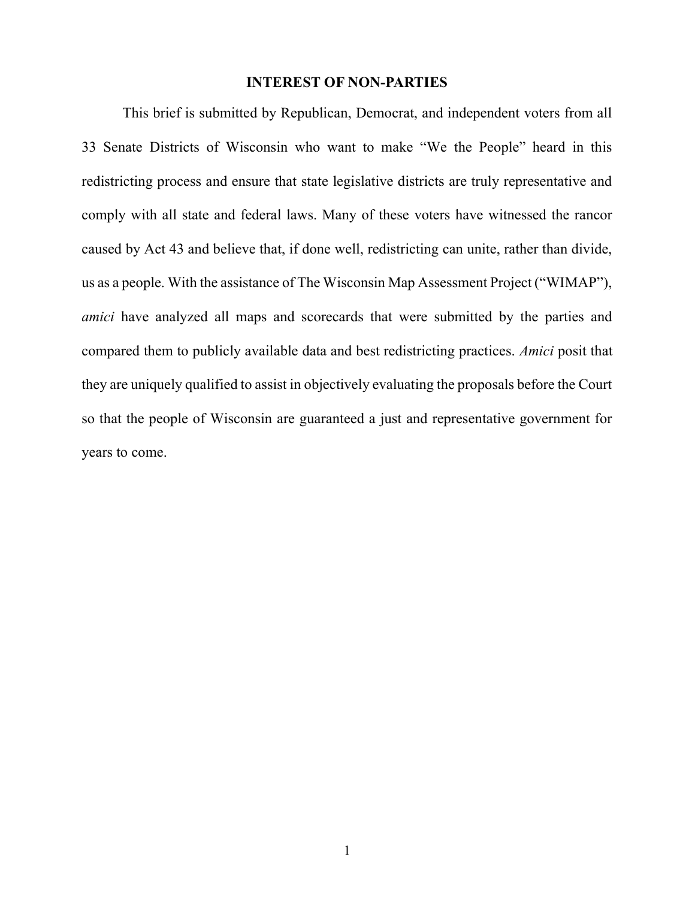## INTEREST OF NON-PARTIES

This brief is submitted by Republican, Democrat, and independent voters from all 33 Senate Districts of Wisconsin who want to make "We the People" heard in this redistricting process and ensure that state legislative districts are truly representative and comply with all state and federal laws. Many of these voters have witnessed the rancor caused by Act 43 and believe that, if done well, redistricting can unite, rather than divide, us as a people. With the assistance of The Wisconsin Map Assessment Project ("WIMAP"), *amici* have analyzed all maps and scorecards that were submitted by the parties and compared them to publicly available data and best redistricting practices. *Amici* posit that they are uniquely qualified to assist in objectively evaluating the proposals before the Court so that the people of Wisconsin are guaranteed a just and representative government for years to come.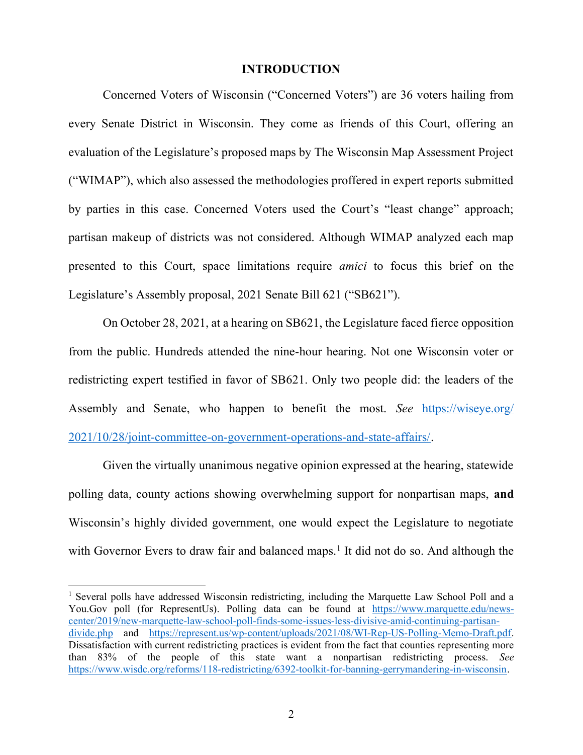# INTRODUCTION

Concerned Voters of Wisconsin ("Concerned Voters") are 36 voters hailing from every Senate District in Wisconsin. They come as friends of this Court, offering an evaluation of the Legislature's proposed maps by The Wisconsin Map Assessment Project ("WIMAP"), which also assessed the methodologies proffered in expert reports submitted by parties in this case. Concerned Voters used the Court's "least change" approach; partisan makeup of districts was not considered. Although WIMAP analyzed each map presented to this Court, space limitations require *amici* to focus this brief on the Legislature's Assembly proposal, 2021 Senate Bill 621 ("SB621").

On October 28, 2021, at a hearing on SB621, the Legislature faced fierce opposition from the public. Hundreds attended the nine-hour hearing. Not one Wisconsin voter or redistricting expert testified in favor of SB621. Only two people did: the leaders of the Assembly and Senate, who happen to benefit the most. *See* https://wiseye.org/2021/10/28/joint-committee-on-government-operations-and-state-affairs/.

Given the virtually unanimous negative opinion expressed at the hearing, statewide polling data, county actions showing overwhelming support for nonpartisan maps, **and** Wisconsin's highly divided government, one would expect the Legislature to negotiate with Governor Evers to draw fair and balanced maps.[1] It did not do so. And although the

[1] Several polls have addressed Wisconsin redistricting, including the Marquette Law School Poll and a You.Gov poll (for RepresentUs). Polling data can be found at https://www.marquette.edu/news-center/2019/new-marquette-law-school-poll-finds-some-issues-less-divisive-amid-continuing-partisan-divide.php and https://represent.us/wp-content/uploads/2021/08/WI-Rep-US-Polling-Memo-Draft.pdf. Dissatisfaction with current redistricting practices is evident from the fact that counties representing more than 83% of the people of this state want a nonpartisan redistricting process. *See* https://www.wisdc.org/reforms/118-redistricting/6392-toolkit-for-banning-gerrymandering-in-wisconsin.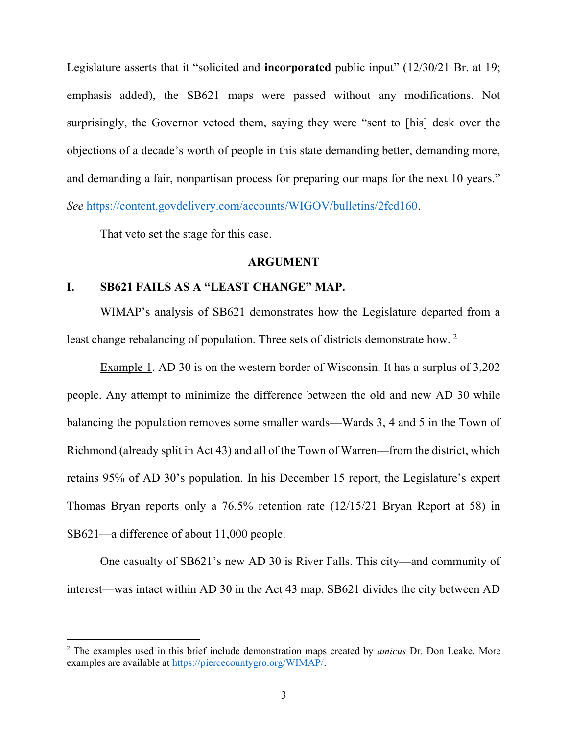Legislature asserts that it "solicited and **incorporated** public input" (12/30/21 Br. at 19; emphasis added), the SB621 maps were passed without any modifications. Not surprisingly, the Governor vetoed them, saying they were "sent to [his] desk over the objections of a decade's worth of people in this state demanding better, demanding more, and demanding a fair, nonpartisan process for preparing our maps for the next 10 years." *See* https://content.govdelivery.com/accounts/WIGOV/bulletins/2fcd160.

That veto set the stage for this case.

## ARGUMENT

### I. SB621 FAILS AS A "LEAST CHANGE" MAP.

WIMAP's analysis of SB621 demonstrates how the Legislature departed from a least change rebalancing of population. Three sets of districts demonstrate how. [2]

Example 1. AD 30 is on the western border of Wisconsin. It has a surplus of 3,202 people. Any attempt to minimize the difference between the old and new AD 30 while balancing the population removes some smaller wards—Wards 3, 4 and 5 in the Town of Richmond (already split in Act 43) and all of the Town of Warren—from the district, which retains 95% of AD 30's population. In his December 15 report, the Legislature's expert Thomas Bryan reports only a 76.5% retention rate (12/15/21 Bryan Report at 58) in SB621—a difference of about 11,000 people.

One casualty of SB621's new AD 30 is River Falls. This city—and community of interest—was intact within AD 30 in the Act 43 map. SB621 divides the city between AD

[2] The examples used in this brief include demonstration maps created by *amicus* Dr. Don Leake. More examples are available at https://piercecountygro.org/WIMAP/.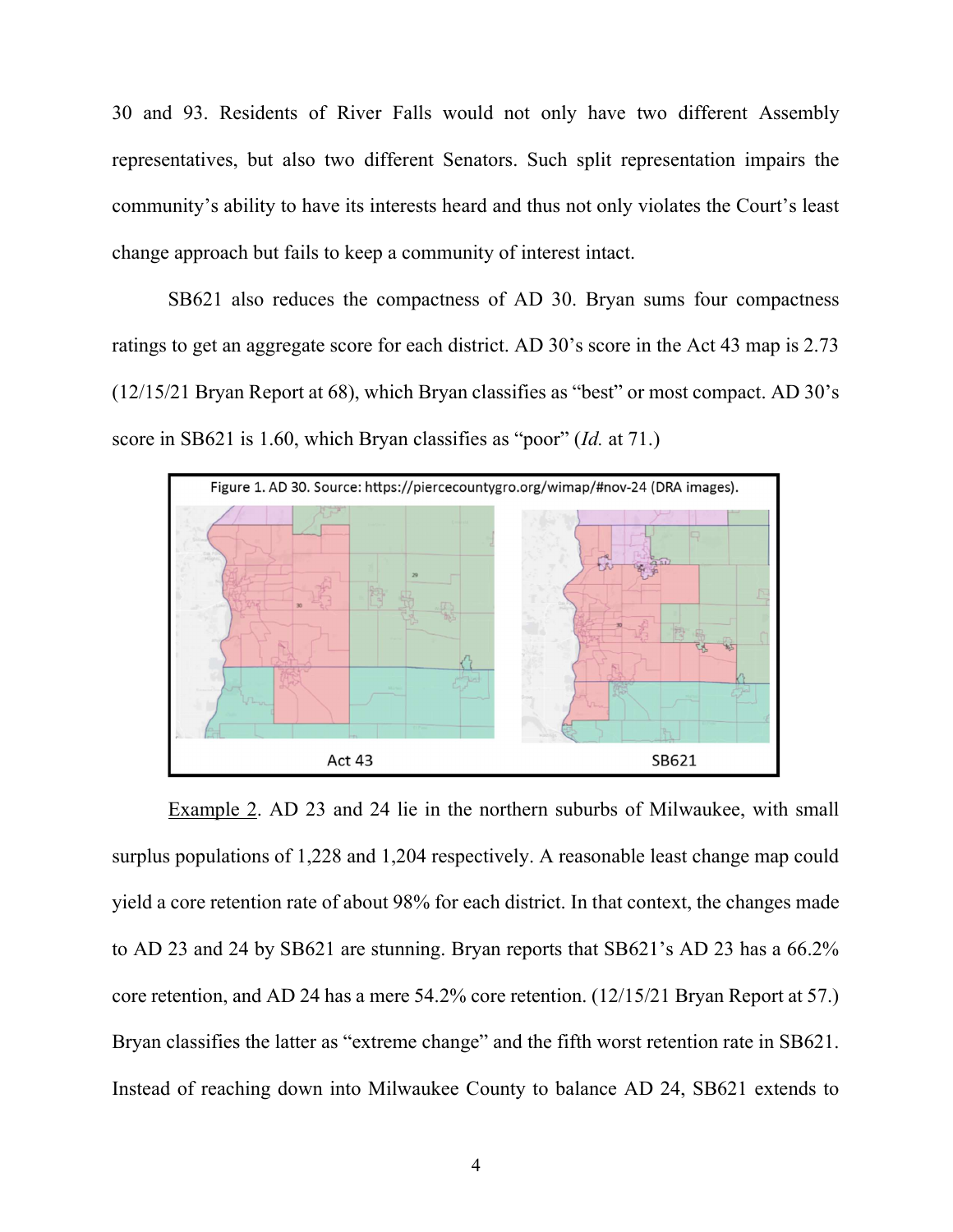30 and 93. Residents of River Falls would not only have two different Assembly representatives, but also two different Senators. Such split representation impairs the community's ability to have its interests heard and thus not only violates the Court's least change approach but fails to keep a community of interest intact.

SB621 also reduces the compactness of AD 30. Bryan sums four compactness ratings to get an aggregate score for each district. AD 30's score in the Act 43 map is 2.73 (12/15/21 Bryan Report at 68), which Bryan classifies as "best" or most compact. AD 30's score in SB621 is 1.60, which Bryan classifies as "poor" (*Id.* at 71.)

Figure 1. AD 30. Source: https://piercecountygro.org/wimap/#nov-24 (DRA images).

Act 43 SB621

Example 2. AD 23 and 24 lie in the northern suburbs of Milwaukee, with small surplus populations of 1,228 and 1,204 respectively. A reasonable least change map could yield a core retention rate of about 98% for each district. In that context, the changes made to AD 23 and 24 by SB621 are stunning. Bryan reports that SB621's AD 23 has a 66.2% core retention, and AD 24 has a mere 54.2% core retention. (12/15/21 Bryan Report at 57.) Bryan classifies the latter as "extreme change" and the fifth worst retention rate in SB621. Instead of reaching down into Milwaukee County to balance AD 24, SB621 extends to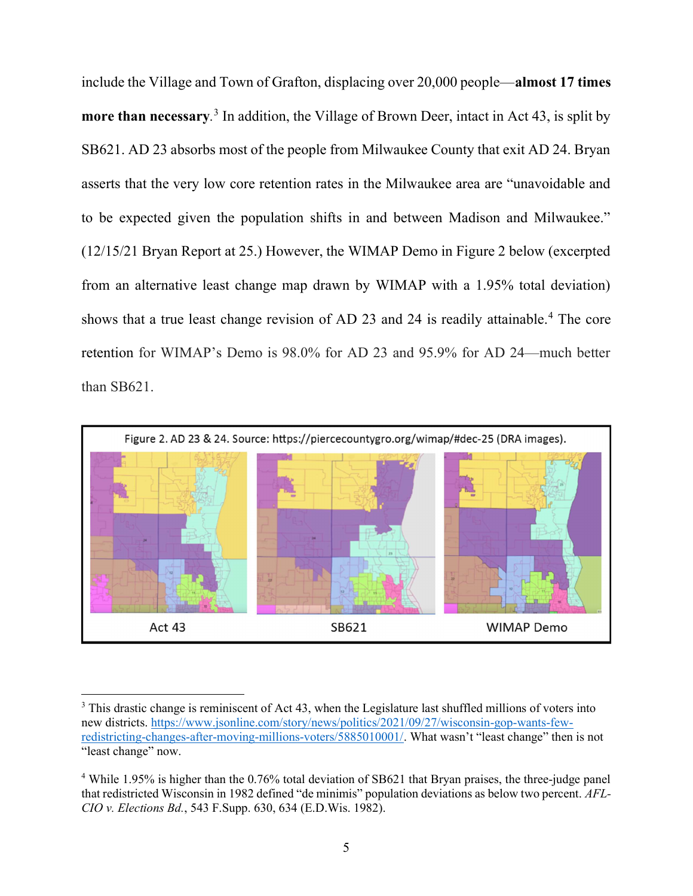include the Village and Town of Grafton, displacing over 20,000 people—**almost 17 times more than necessary**.[3] In addition, the Village of Brown Deer, intact in Act 43, is split by SB621. AD 23 absorbs most of the people from Milwaukee County that exit AD 24. Bryan asserts that the very low core retention rates in the Milwaukee area are "unavoidable and to be expected given the population shifts in and between Madison and Milwaukee." (12/15/21 Bryan Report at 25.) However, the WIMAP Demo in Figure 2 below (excerpted from an alternative least change map drawn by WIMAP with a 1.95% total deviation) shows that a true least change revision of AD 23 and 24 is readily attainable.[4] The core retention for WIMAP's Demo is 98.0% for AD 23 and 95.9% for AD 24—much better than SB621.

Figure 2. AD 23 & 24. Source: https://piercecountygro.org/wimap/#dec-25 (DRA images).

Act 43 | SB621 | WIMAP Demo

---

[3] This drastic change is reminiscent of Act 43, when the Legislature last shuffled millions of voters into new districts. https://www.jsonline.com/story/news/politics/2021/09/27/wisconsin-gop-wants-few-redistricting-changes-after-moving-millions-voters/5885010001/. What wasn't "least change" then is not "least change" now.

[4] While 1.95% is higher than the 0.76% total deviation of SB621 that Bryan praises, the three-judge panel that redistricted Wisconsin in 1982 defined "de minimis" population deviations as below two percent. *AFL-CIO v. Elections Bd.*, 543 F.Supp. 630, 634 (E.D.Wis. 1982).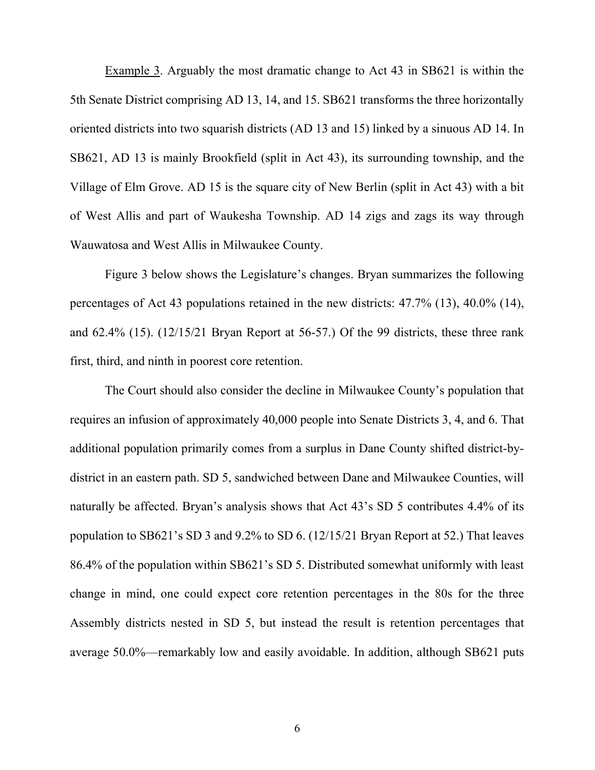Example 3. Arguably the most dramatic change to Act 43 in SB621 is within the 5th Senate District comprising AD 13, 14, and 15. SB621 transforms the three horizontally oriented districts into two squarish districts (AD 13 and 15) linked by a sinuous AD 14. In SB621, AD 13 is mainly Brookfield (split in Act 43), its surrounding township, and the Village of Elm Grove. AD 15 is the square city of New Berlin (split in Act 43) with a bit of West Allis and part of Waukesha Township. AD 14 zigs and zags its way through Wauwatosa and West Allis in Milwaukee County.

Figure 3 below shows the Legislature's changes. Bryan summarizes the following percentages of Act 43 populations retained in the new districts: 47.7% (13), 40.0% (14), and 62.4% (15). (12/15/21 Bryan Report at 56-57.) Of the 99 districts, these three rank first, third, and ninth in poorest core retention.

The Court should also consider the decline in Milwaukee County's population that requires an infusion of approximately 40,000 people into Senate Districts 3, 4, and 6. That additional population primarily comes from a surplus in Dane County shifted district-by-district in an eastern path. SD 5, sandwiched between Dane and Milwaukee Counties, will naturally be affected. Bryan's analysis shows that Act 43's SD 5 contributes 4.4% of its population to SB621's SD 3 and 9.2% to SD 6. (12/15/21 Bryan Report at 52.) That leaves 86.4% of the population within SB621's SD 5. Distributed somewhat uniformly with least change in mind, one could expect core retention percentages in the 80s for the three Assembly districts nested in SD 5, but instead the result is retention percentages that average 50.0%—remarkably low and easily avoidable. In addition, although SB621 puts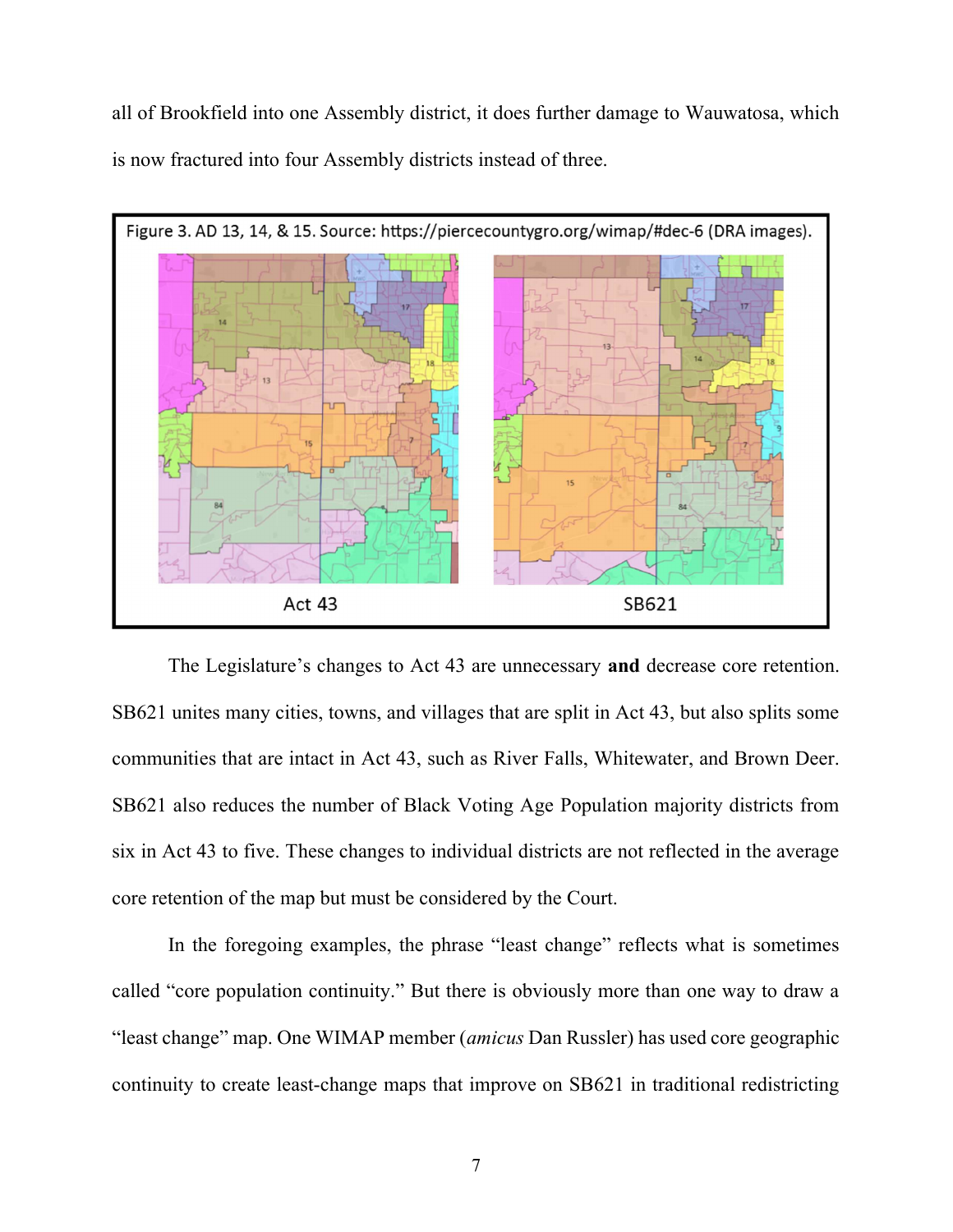all of Brookfield into one Assembly district, it does further damage to Wauwatosa, which is now fractured into four Assembly districts instead of three.

Figure 3. AD 13, 14, & 15. Source: https://piercecountygro.org/wimap/#dec-6 (DRA images).

Act 43 SB621

The Legislature's changes to Act 43 are unnecessary **and** decrease core retention. SB621 unites many cities, towns, and villages that are split in Act 43, but also splits some communities that are intact in Act 43, such as River Falls, Whitewater, and Brown Deer. SB621 also reduces the number of Black Voting Age Population majority districts from six in Act 43 to five. These changes to individual districts are not reflected in the average core retention of the map but must be considered by the Court.

In the foregoing examples, the phrase "least change" reflects what is sometimes called "core population continuity." But there is obviously more than one way to draw a "least change" map. One WIMAP member (*amicus* Dan Russler) has used core geographic continuity to create least-change maps that improve on SB621 in traditional redistricting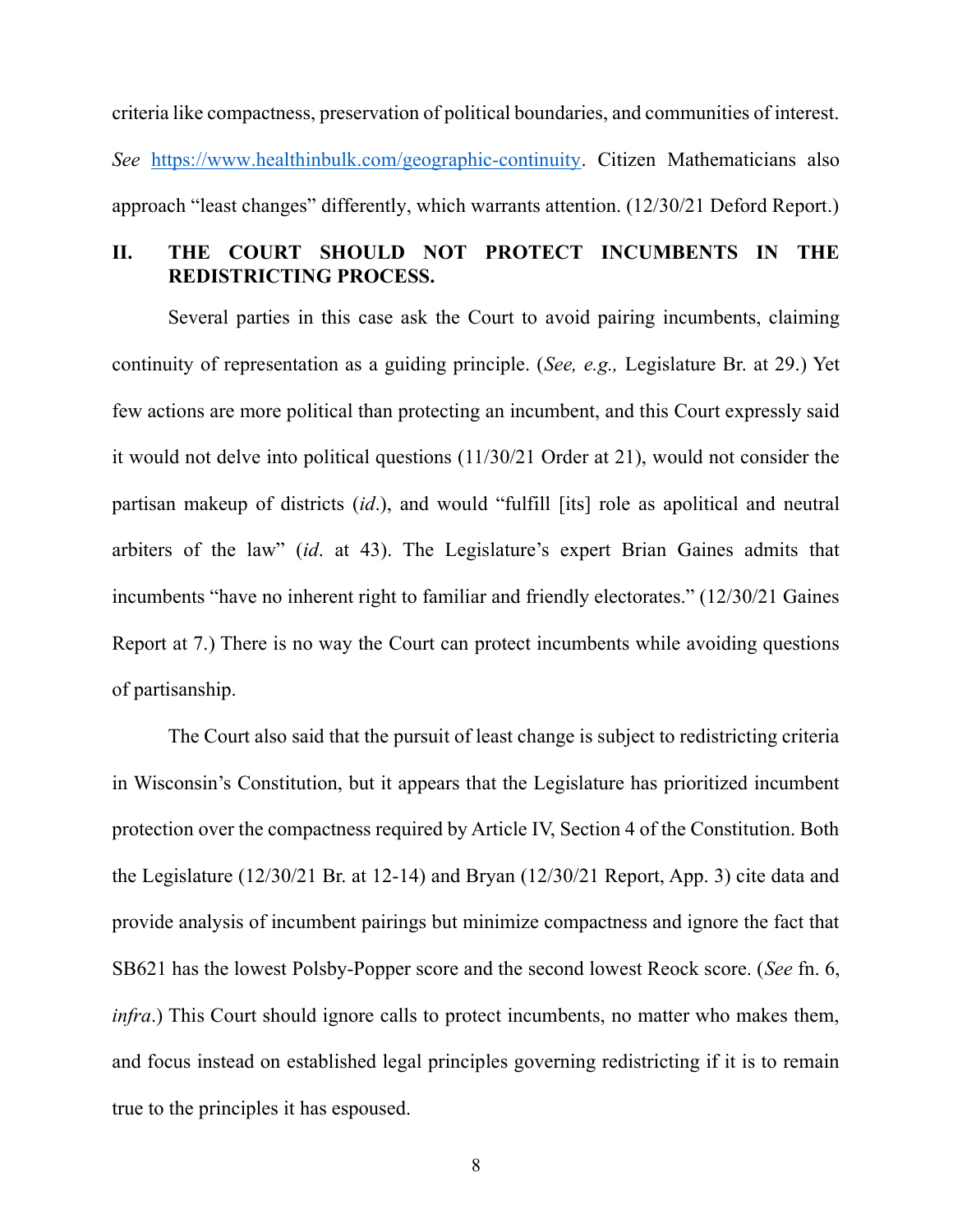criteria like compactness, preservation of political boundaries, and communities of interest. *See* https://www.healthinbulk.com/geographic-continuity. Citizen Mathematicians also approach "least changes" differently, which warrants attention. (12/30/21 Deford Report.)

## II. THE COURT SHOULD NOT PROTECT INCUMBENTS IN THE REDISTRICTING PROCESS.

Several parties in this case ask the Court to avoid pairing incumbents, claiming continuity of representation as a guiding principle. (*See, e.g.,* Legislature Br. at 29.) Yet few actions are more political than protecting an incumbent, and this Court expressly said it would not delve into political questions (11/30/21 Order at 21), would not consider the partisan makeup of districts (*id*.), and would "fulfill [its] role as apolitical and neutral arbiters of the law" (*id*. at 43). The Legislature's expert Brian Gaines admits that incumbents "have no inherent right to familiar and friendly electorates." (12/30/21 Gaines Report at 7.) There is no way the Court can protect incumbents while avoiding questions of partisanship.

The Court also said that the pursuit of least change is subject to redistricting criteria in Wisconsin's Constitution, but it appears that the Legislature has prioritized incumbent protection over the compactness required by Article IV, Section 4 of the Constitution. Both the Legislature (12/30/21 Br. at 12-14) and Bryan (12/30/21 Report, App. 3) cite data and provide analysis of incumbent pairings but minimize compactness and ignore the fact that SB621 has the lowest Polsby-Popper score and the second lowest Reock score. (*See* fn. 6, *infra*.) This Court should ignore calls to protect incumbents, no matter who makes them, and focus instead on established legal principles governing redistricting if it is to remain true to the principles it has espoused.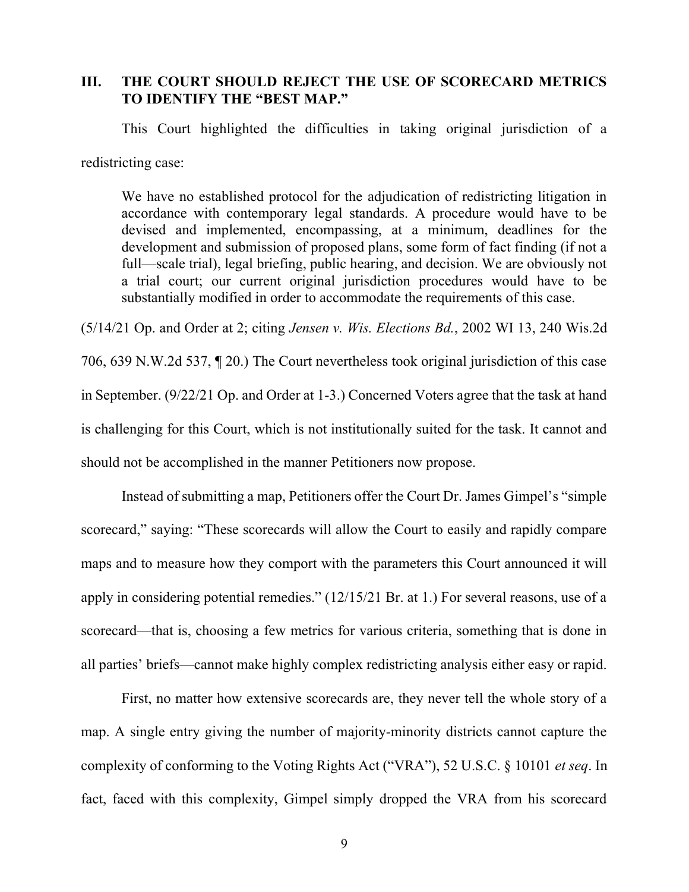## III. THE COURT SHOULD REJECT THE USE OF SCORECARD METRICS TO IDENTIFY THE "BEST MAP."

This Court highlighted the difficulties in taking original jurisdiction of a redistricting case:

> We have no established protocol for the adjudication of redistricting litigation in accordance with contemporary legal standards. A procedure would have to be devised and implemented, encompassing, at a minimum, deadlines for the development and submission of proposed plans, some form of fact finding (if not a full—scale trial), legal briefing, public hearing, and decision. We are obviously not a trial court; our current original jurisdiction procedures would have to be substantially modified in order to accommodate the requirements of this case.

(5/14/21 Op. and Order at 2; citing *Jensen v. Wis. Elections Bd.*, 2002 WI 13, 240 Wis.2d 706, 639 N.W.2d 537, ¶ 20.) The Court nevertheless took original jurisdiction of this case in September. (9/22/21 Op. and Order at 1-3.) Concerned Voters agree that the task at hand is challenging for this Court, which is not institutionally suited for the task. It cannot and should not be accomplished in the manner Petitioners now propose.

Instead of submitting a map, Petitioners offer the Court Dr. James Gimpel's "simple scorecard," saying: "These scorecards will allow the Court to easily and rapidly compare maps and to measure how they comport with the parameters this Court announced it will apply in considering potential remedies." (12/15/21 Br. at 1.) For several reasons, use of a scorecard—that is, choosing a few metrics for various criteria, something that is done in all parties' briefs—cannot make highly complex redistricting analysis either easy or rapid.

First, no matter how extensive scorecards are, they never tell the whole story of a map. A single entry giving the number of majority-minority districts cannot capture the complexity of conforming to the Voting Rights Act ("VRA"), 52 U.S.C. § 10101 *et seq*. In fact, faced with this complexity, Gimpel simply dropped the VRA from his scorecard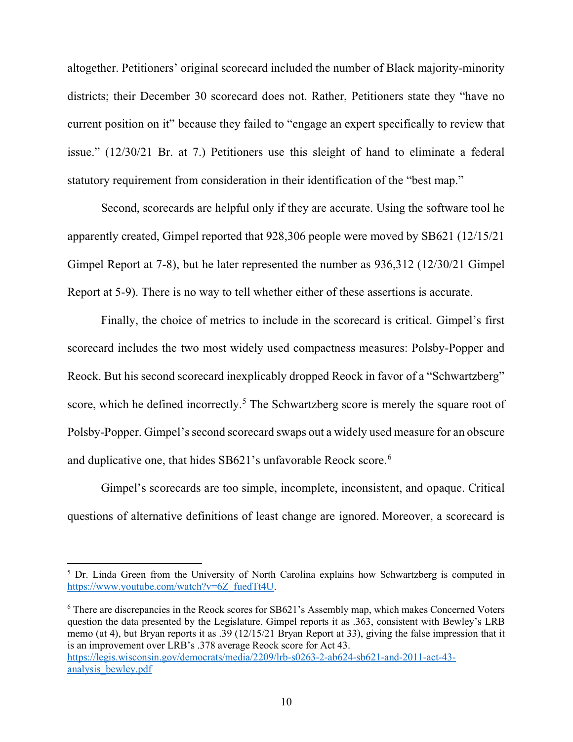altogether. Petitioners' original scorecard included the number of Black majority-minority districts; their December 30 scorecard does not. Rather, Petitioners state they "have no current position on it" because they failed to "engage an expert specifically to review that issue." (12/30/21 Br. at 7.) Petitioners use this sleight of hand to eliminate a federal statutory requirement from consideration in their identification of the "best map."

Second, scorecards are helpful only if they are accurate. Using the software tool he apparently created, Gimpel reported that 928,306 people were moved by SB621 (12/15/21 Gimpel Report at 7-8), but he later represented the number as 936,312 (12/30/21 Gimpel Report at 5-9). There is no way to tell whether either of these assertions is accurate.

Finally, the choice of metrics to include in the scorecard is critical. Gimpel's first scorecard includes the two most widely used compactness measures: Polsby-Popper and Reock. But his second scorecard inexplicably dropped Reock in favor of a "Schwartzberg" score, which he defined incorrectly.[5] The Schwartzberg score is merely the square root of Polsby-Popper. Gimpel's second scorecard swaps out a widely used measure for an obscure and duplicative one, that hides SB621's unfavorable Reock score.[6]

Gimpel's scorecards are too simple, incomplete, inconsistent, and opaque. Critical questions of alternative definitions of least change are ignored. Moreover, a scorecard is

---

[5] Dr. Linda Green from the University of North Carolina explains how Schwartzberg is computed in https://www.youtube.com/watch?v=6Z_fuedTt4U.

[6] There are discrepancies in the Reock scores for SB621's Assembly map, which makes Concerned Voters question the data presented by the Legislature. Gimpel reports it as .363, consistent with Bewley's LRB memo (at 4), but Bryan reports it as .39 (12/15/21 Bryan Report at 33), giving the false impression that it is an improvement over LRB's .378 average Reock score for Act 43. https://legis.wisconsin.gov/democrats/media/2209/lrb-s0263-2-ab624-sb621-and-2011-act-43-analysis_bewley.pdf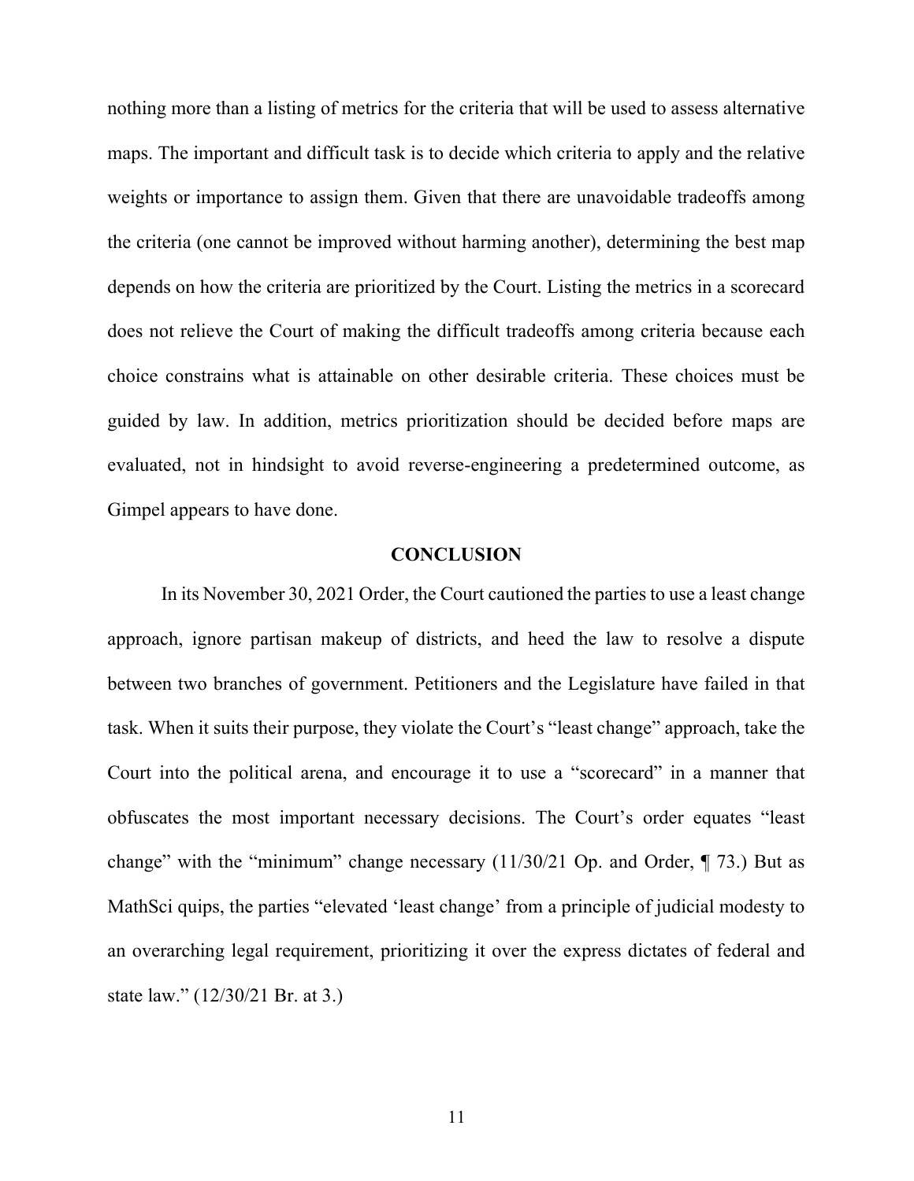nothing more than a listing of metrics for the criteria that will be used to assess alternative maps. The important and difficult task is to decide which criteria to apply and the relative weights or importance to assign them. Given that there are unavoidable tradeoffs among the criteria (one cannot be improved without harming another), determining the best map depends on how the criteria are prioritized by the Court. Listing the metrics in a scorecard does not relieve the Court of making the difficult tradeoffs among criteria because each choice constrains what is attainable on other desirable criteria. These choices must be guided by law. In addition, metrics prioritization should be decided before maps are evaluated, not in hindsight to avoid reverse-engineering a predetermined outcome, as Gimpel appears to have done.

## CONCLUSION

In its November 30, 2021 Order, the Court cautioned the parties to use a least change approach, ignore partisan makeup of districts, and heed the law to resolve a dispute between two branches of government. Petitioners and the Legislature have failed in that task. When it suits their purpose, they violate the Court's "least change" approach, take the Court into the political arena, and encourage it to use a "scorecard" in a manner that obfuscates the most important necessary decisions. The Court's order equates "least change" with the "minimum" change necessary (11/30/21 Op. and Order, ¶ 73.) But as MathSci quips, the parties "elevated 'least change' from a principle of judicial modesty to an overarching legal requirement, prioritizing it over the express dictates of federal and state law." (12/30/21 Br. at 3.)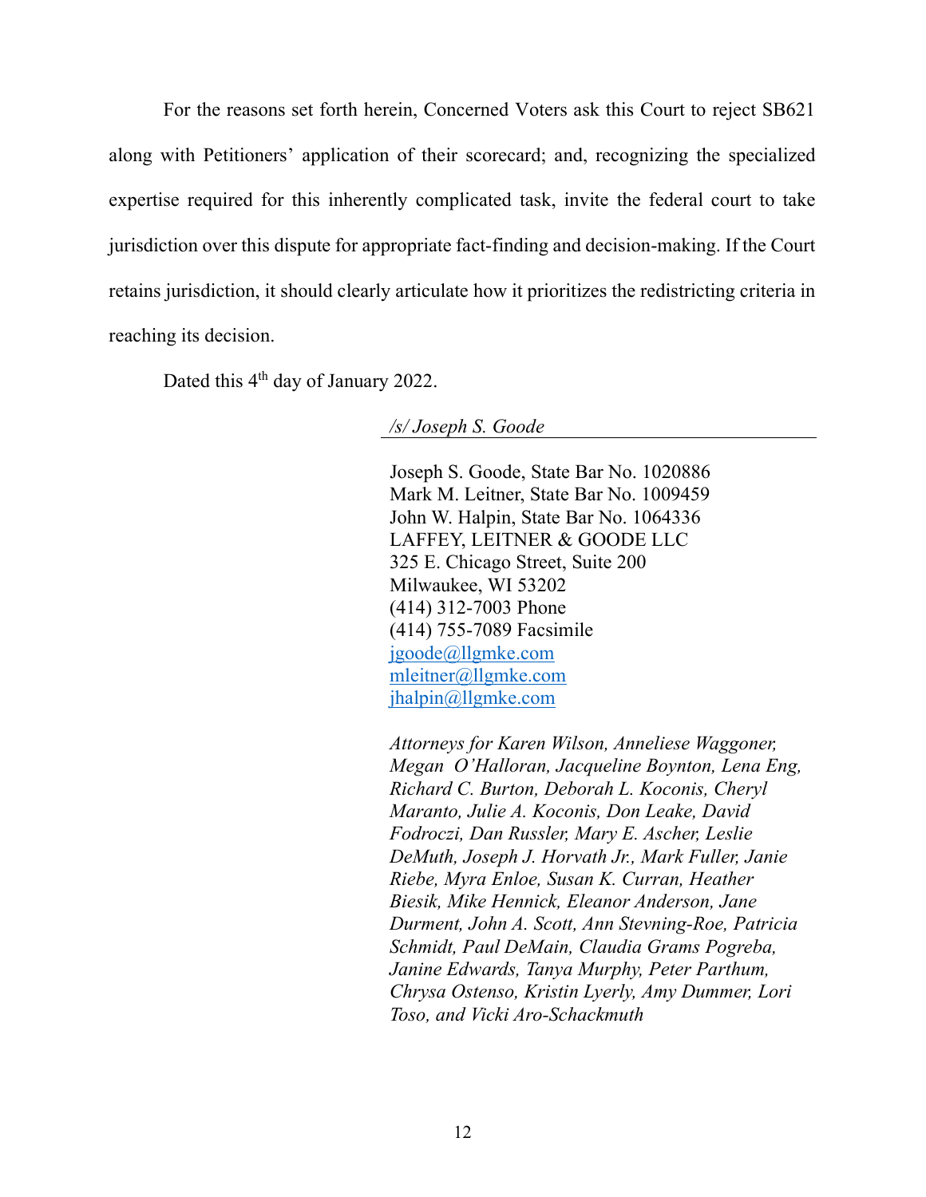For the reasons set forth herein, Concerned Voters ask this Court to reject SB621 along with Petitioners' application of their scorecard; and, recognizing the specialized expertise required for this inherently complicated task, invite the federal court to take jurisdiction over this dispute for appropriate fact-finding and decision-making. If the Court retains jurisdiction, it should clearly articulate how it prioritizes the redistricting criteria in reaching its decision.

Dated this 4th day of January 2022.

*/s/ Joseph S. Goode*

Joseph S. Goode, State Bar No. 1020886
Mark M. Leitner, State Bar No. 1009459
John W. Halpin, State Bar No. 1064336
LAFFEY, LEITNER & GOODE LLC
325 E. Chicago Street, Suite 200
Milwaukee, WI 53202
(414) 312-7003 Phone
(414) 755-7089 Facsimile
jgoode@llgmke.com
mleitner@llgmke.com
jhalpin@llgmke.com

*Attorneys for Karen Wilson, Anneliese Waggoner, Megan O'Halloran, Jacqueline Boynton, Lena Eng, Richard C. Burton, Deborah L. Koconis, Cheryl Maranto, Julie A. Koconis, Don Leake, David Fodroczi, Dan Russler, Mary E. Ascher, Leslie DeMuth, Joseph J. Horvath Jr., Mark Fuller, Janie Riebe, Myra Enloe, Susan K. Curran, Heather Biesik, Mike Hennick, Eleanor Anderson, Jane Durment, John A. Scott, Ann Stevning-Roe, Patricia Schmidt, Paul DeMain, Claudia Grams Pogreba, Janine Edwards, Tanya Murphy, Peter Parthum, Chrysa Ostenso, Kristin Lyerly, Amy Dummer, Lori Toso, and Vicki Aro-Schackmuth*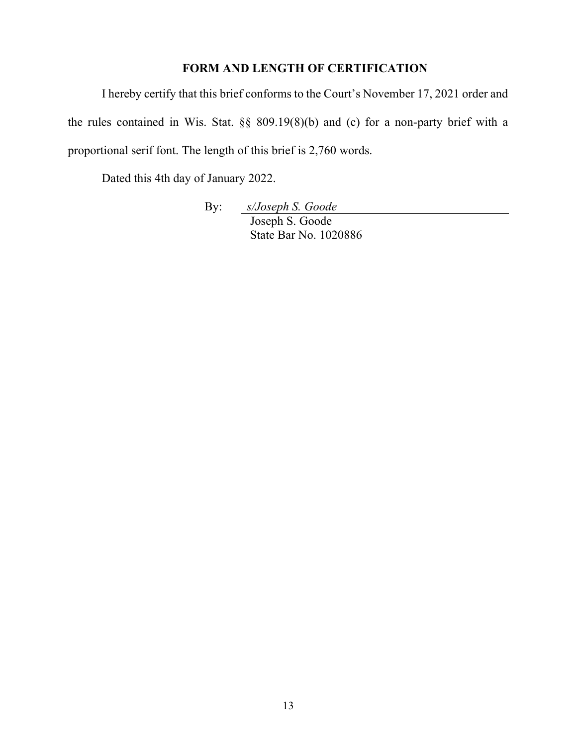## FORM AND LENGTH OF CERTIFICATION

I hereby certify that this brief conforms to the Court's November 17, 2021 order and the rules contained in Wis. Stat. §§ 809.19(8)(b) and (c) for a non-party brief with a proportional serif font. The length of this brief is 2,760 words.

Dated this 4th day of January 2022.

By: *s/Joseph S. Goode*
Joseph S. Goode
State Bar No. 1020886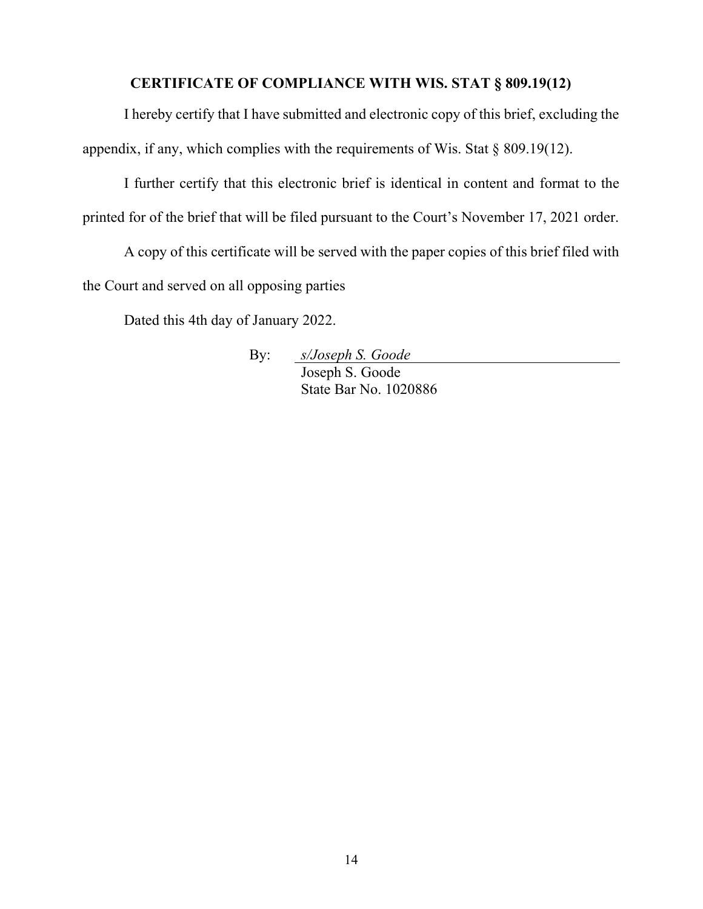## CERTIFICATE OF COMPLIANCE WITH WIS. STAT § 809.19(12)

I hereby certify that I have submitted and electronic copy of this brief, excluding the appendix, if any, which complies with the requirements of Wis. Stat § 809.19(12).

I further certify that this electronic brief is identical in content and format to the printed for of the brief that will be filed pursuant to the Court's November 17, 2021 order.

A copy of this certificate will be served with the paper copies of this brief filed with the Court and served on all opposing parties

Dated this 4th day of January 2022.

By: *s/Joseph S. Goode*
Joseph S. Goode
State Bar No. 1020886